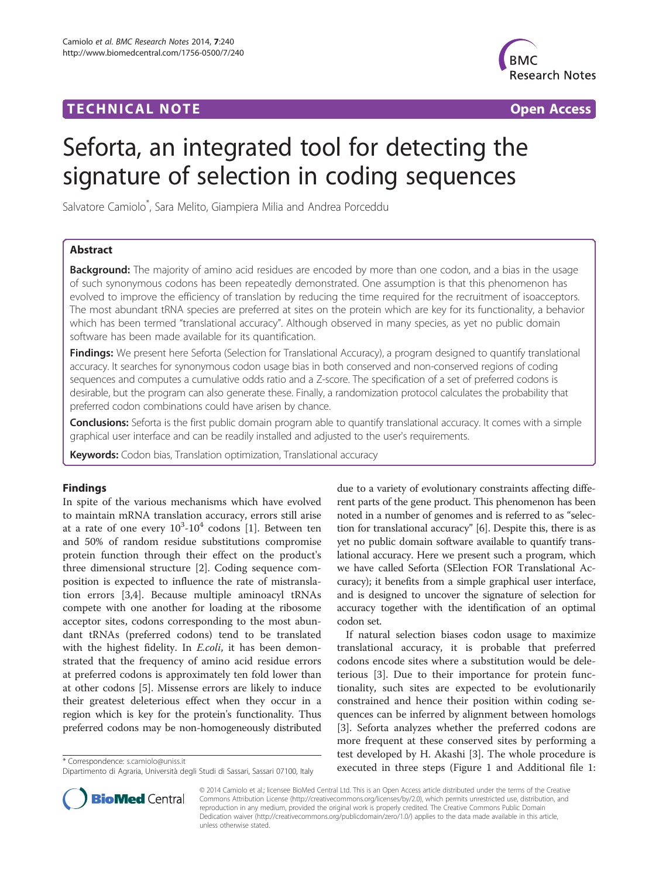TECHNICAL NOTE Open Access

# Seforta, an integrated tool for detecting the signature of selection in coding sequences

Salvatore Camiolo*, Sara Melito, Giampiera Milia and Andrea Porceddu

## Abstract

**Background:** The majority of amino acid residues are encoded by more than one codon, and a bias in the usage of such synonymous codons has been repeatedly demonstrated. One assumption is that this phenomenon has evolved to improve the efficiency of translation by reducing the time required for the recruitment of isoacceptors. The most abundant tRNA species are preferred at sites on the protein which are key for its functionality, a behavior which has been termed "translational accuracy". Although observed in many species, as yet no public domain software has been made available for its quantification.

**Findings:** We present here Seforta (Selection for Translational Accuracy), a program designed to quantify translational accuracy. It searches for synonymous codon usage bias in both conserved and non-conserved regions of coding sequences and computes a cumulative odds ratio and a Z-score. The specification of a set of preferred codons is desirable, but the program can also generate these. Finally, a randomization protocol calculates the probability that preferred codon combinations could have arisen by chance.

**Conclusions:** Seforta is the first public domain program able to quantify translational accuracy. It comes with a simple graphical user interface and can be readily installed and adjusted to the user's requirements.

**Keywords:** Codon bias, Translation optimization, Translational accuracy

## Findings

In spite of the various mechanisms which have evolved to maintain mRNA translation accuracy, errors still arise at a rate of one every $10^3$-$10^4$ codons [1]. Between ten and 50% of random residue substitutions compromise protein function through their effect on the product's three dimensional structure [2]. Coding sequence composition is expected to influence the rate of mistranslation errors [3,4]. Because multiple aminoacyl tRNAs compete with one another for loading at the ribosome acceptor sites, codons corresponding to the most abundant tRNAs (preferred codons) tend to be translated with the highest fidelity. In *E.coli*, it has been demonstrated that the frequency of amino acid residue errors at preferred codons is approximately ten fold lower than at other codons [5]. Missense errors are likely to induce their greatest deleterious effect when they occur in a region which is key for the protein's functionality. Thus preferred codons may be non-homogeneously distributed due to a variety of evolutionary constraints affecting different parts of the gene product. This phenomenon has been noted in a number of genomes and is referred to as "selection for translational accuracy" [6]. Despite this, there is as yet no public domain software available to quantify translational accuracy. Here we present such a program, which we have called Seforta (SElection FOR Translational Accuracy); it benefits from a simple graphical user interface, and is designed to uncover the signature of selection for accuracy together with the identification of an optimal codon set.

If natural selection biases codon usage to maximize translational accuracy, it is probable that preferred codons encode sites where a substitution would be deleterious [3]. Due to their importance for protein functionality, such sites are expected to be evolutionarily constrained and hence their position within coding sequences can be inferred by alignment between homologs [3]. Seforta analyzes whether the preferred codons are more frequent at these conserved sites by performing a test developed by H. Akashi [3]. The whole procedure is executed in three steps (Figure 1 and Additional file 1:

\* Correspondence: s.camiolo@uniss.it
Dipartimento di Agraria, Università degli Studi di Sassari, Sassari 07100, Italy

© 2014 Camiolo et al.; licensee BioMed Central Ltd. This is an Open Access article distributed under the terms of the Creative Commons Attribution License (http://creativecommons.org/licenses/by/2.0), which permits unrestricted use, distribution, and reproduction in any medium, provided the original work is properly credited. The Creative Commons Public Domain Dedication waiver (http://creativecommons.org/publicdomain/zero/1.0/) applies to the data made available in this article, unless otherwise stated.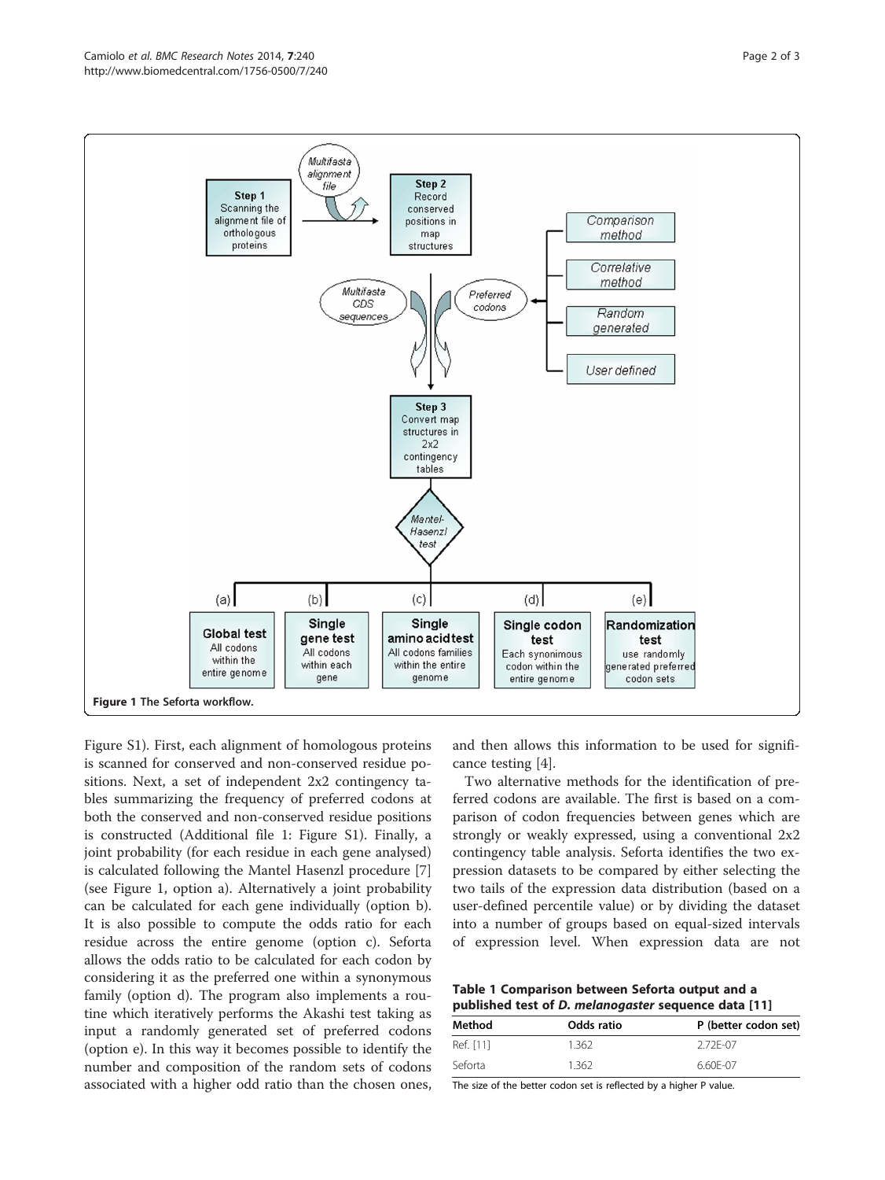Figure 1 The Seforta workflow.

Figure S1). First, each alignment of homologous proteins is scanned for conserved and non-conserved residue positions. Next, a set of independent 2x2 contingency tables summarizing the frequency of preferred codons at both the conserved and non-conserved residue positions is constructed (Additional file 1: Figure S1). Finally, a joint probability (for each residue in each gene analysed) is calculated following the Mantel Hasenzl procedure [7] (see Figure 1, option a). Alternatively a joint probability can be calculated for each gene individually (option b). It is also possible to compute the odds ratio for each residue across the entire genome (option c). Seforta allows the odds ratio to be calculated for each codon by considering it as the preferred one within a synonymous family (option d). The program also implements a routine which iteratively performs the Akashi test taking as input a randomly generated set of preferred codons (option e). In this way it becomes possible to identify the number and composition of the random sets of codons associated with a higher odd ratio than the chosen ones, and then allows this information to be used for significance testing [4].

Two alternative methods for the identification of preferred codons are available. The first is based on a comparison of codon frequencies between genes which are strongly or weakly expressed, using a conventional 2x2 contingency table analysis. Seforta identifies the two expression datasets to be compared by either selecting the two tails of the expression data distribution (based on a user-defined percentile value) or by dividing the dataset into a number of groups based on equal-sized intervals of expression level. When expression data are not

**Table 1 Comparison between Seforta output and a published test of *D. melanogaster* sequence data [11]**

| Method | Odds ratio | P (better codon set) |
|---|---|---|
| Ref. [11] | 1.362 | 2.72E-07 |
| Seforta | 1.362 | 6.60E-07 |

The size of the better codon set is reflected by a higher P value.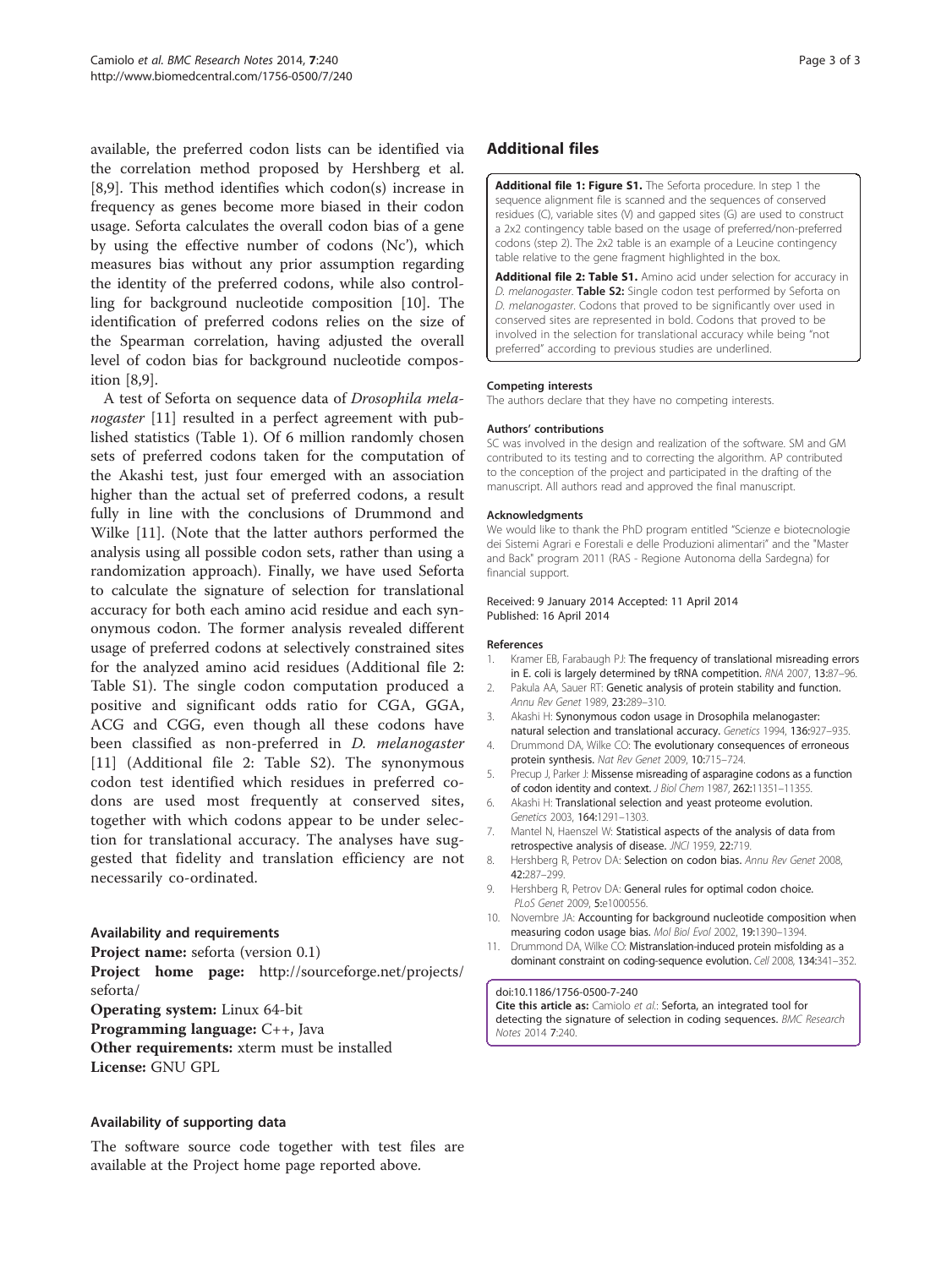available, the preferred codon lists can be identified via the correlation method proposed by Hershberg et al. [8,9]. This method identifies which codon(s) increase in frequency as genes become more biased in their codon usage. Seforta calculates the overall codon bias of a gene by using the effective number of codons (Nc'), which measures bias without any prior assumption regarding the identity of the preferred codons, while also controlling for background nucleotide composition [10]. The identification of preferred codons relies on the size of the Spearman correlation, having adjusted the overall level of codon bias for background nucleotide composition [8,9].

A test of Seforta on sequence data of *Drosophila melanogaster* [11] resulted in a perfect agreement with published statistics (Table 1). Of 6 million randomly chosen sets of preferred codons taken for the computation of the Akashi test, just four emerged with an association higher than the actual set of preferred codons, a result fully in line with the conclusions of Drummond and Wilke [11]. (Note that the latter authors performed the analysis using all possible codon sets, rather than using a randomization approach). Finally, we have used Seforta to calculate the signature of selection for translational accuracy for both each amino acid residue and each synonymous codon. The former analysis revealed different usage of preferred codons at selectively constrained sites for the analyzed amino acid residues (Additional file 2: Table S1). The single codon computation produced a positive and significant odds ratio for CGA, GGA, ACG and CGG, even though all these codons have been classified as non-preferred in *D. melanogaster* [11] (Additional file 2: Table S2). The synonymous codon test identified which residues in preferred codons are used most frequently at conserved sites, together with which codons appear to be under selection for translational accuracy. The analyses have suggested that fidelity and translation efficiency are not necessarily co-ordinated.

### Availability and requirements

**Project name:** seforta (version 0.1)
**Project home page:** http://sourceforge.net/projects/seforta/
**Operating system:** Linux 64-bit
**Programming language:** C++, Java
**Other requirements:** xterm must be installed
**License:** GNU GPL

### Availability of supporting data

The software source code together with test files are available at the Project home page reported above.

## Additional files

**Additional file 1: Figure S1.** The Seforta procedure. In step 1 the sequence alignment file is scanned and the sequences of conserved residues (C), variable sites (V) and gapped sites (G) are used to construct a 2x2 contingency table based on the usage of preferred/non-preferred codons (step 2). The 2x2 table is an example of a Leucine contingency table relative to the gene fragment highlighted in the box.

**Additional file 2: Table S1.** Amino acid under selection for accuracy in *D. melanogaster*. **Table S2:** Single codon test performed by Seforta on *D. melanogaster*. Codons that proved to be significantly over used in conserved sites are represented in bold. Codons that proved to be involved in the selection for translational accuracy while being "not preferred" according to previous studies are underlined.

#### Competing interests
The authors declare that they have no competing interests.

#### Authors' contributions
SC was involved in the design and realization of the software. SM and GM contributed to its testing and to correcting the algorithm. AP contributed to the conception of the project and participated in the drafting of the manuscript. All authors read and approved the final manuscript.

#### Acknowledgments
We would like to thank the PhD program entitled "Scienze e biotecnologie dei Sistemi Agrari e Forestali e delle Produzioni alimentari" and the "Master and Back" program 2011 (RAS - Regione Autonoma della Sardegna) for financial support.

Received: 9 January 2014 Accepted: 11 April 2014
Published: 16 April 2014

#### References
1. Kramer EB, Farabaugh PJ: **The frequency of translational misreading errors in E. coli is largely determined by tRNA competition.** *RNA* 2007, **13:**87–96.
2. Pakula AA, Sauer RT: **Genetic analysis of protein stability and function.** *Annu Rev Genet* 1989, **23:**289–310.
3. Akashi H: **Synonymous codon usage in Drosophila melanogaster: natural selection and translational accuracy.** *Genetics* 1994, **136:**927–935.
4. Drummond DA, Wilke CO: **The evolutionary consequences of erroneous protein synthesis.** *Nat Rev Genet* 2009, **10:**715–724.
5. Precup J, Parker J: **Missense misreading of asparagine codons as a function of codon identity and context.** *J Biol Chem* 1987, **262:**11351–11355.
6. Akashi H: **Translational selection and yeast proteome evolution.** *Genetics* 2003, **164:**1291–1303.
7. Mantel N, Haenszel W: **Statistical aspects of the analysis of data from retrospective analysis of disease.** *JNCI* 1959, **22:**719.
8. Hershberg R, Petrov DA: **Selection on codon bias.** *Annu Rev Genet* 2008, **42:**287–299.
9. Hershberg R, Petrov DA: **General rules for optimal codon choice.** *PLoS Genet* 2009, **5:**e1000556.
10. Novembre JA: **Accounting for background nucleotide composition when measuring codon usage bias.** *Mol Biol Evol* 2002, **19:**1390–1394.
11. Drummond DA, Wilke CO: **Mistranslation-induced protein misfolding as a dominant constraint on coding-sequence evolution.** *Cell* 2008, **134:**341–352.

doi:10.1186/1756-0500-7-240
**Cite this article as:** Camiolo *et al.*: Seforta, an integrated tool for detecting the signature of selection in coding sequences. *BMC Research Notes* 2014 **7**:240.